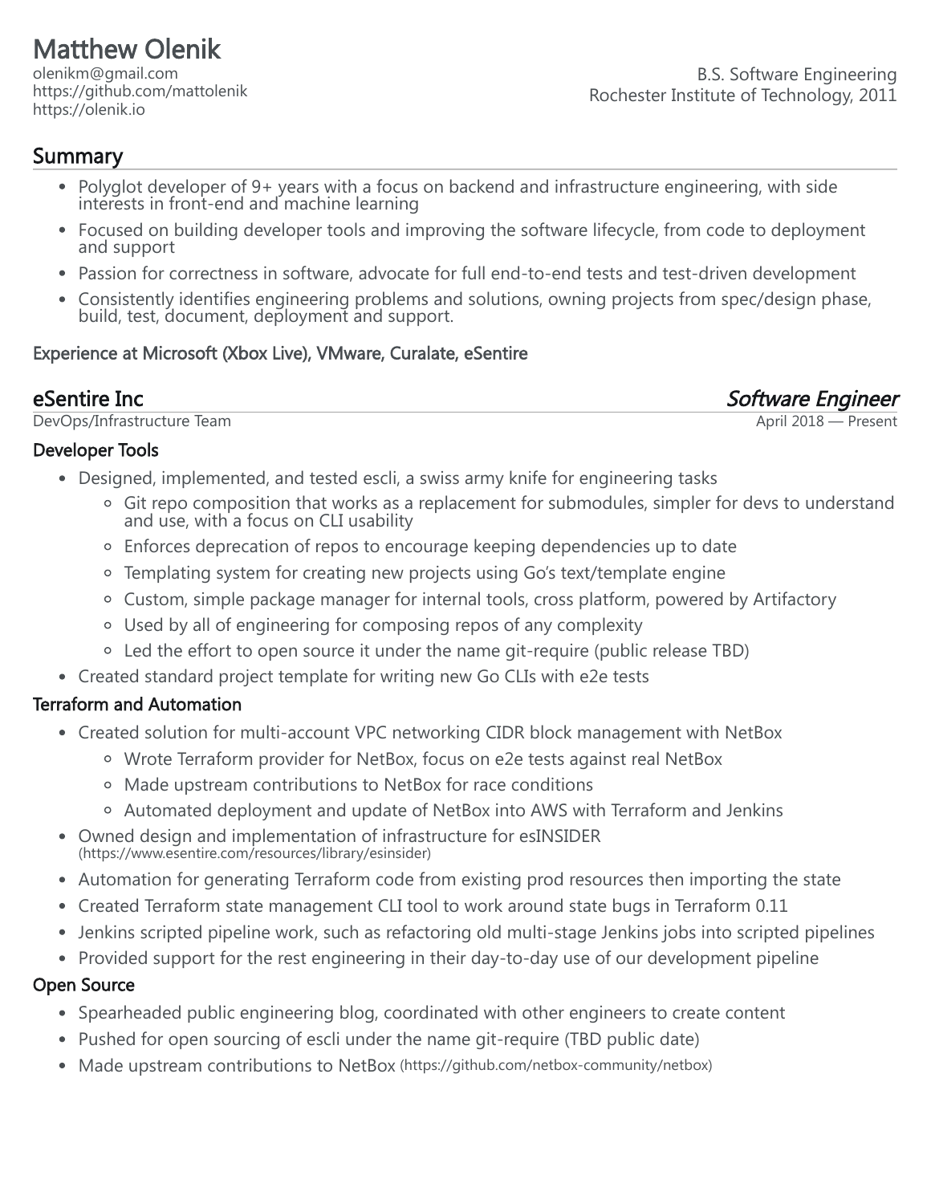# Matthew Olenik

olenikm@gmail.com
https://github.com/mattolenik
https://olenik.io

B.S. Software Engineering
Rochester Institute of Technology, 2011

## Summary

- Polyglot developer of 9+ years with a focus on backend and infrastructure engineering, with side interests in front-end and machine learning
- Focused on building developer tools and improving the software lifecycle, from code to deployment and support
- Passion for correctness in software, advocate for full end-to-end tests and test-driven development
- Consistently identifies engineering problems and solutions, owning projects from spec/design phase, build, test, document, deployment and support.

### Experience at Microsoft (Xbox Live), VMware, Curalate, eSentire

## eSentire Inc — *Software Engineer*

DevOps/Infrastructure Team — April 2018 — Present

### Developer Tools

- Designed, implemented, and tested escli, a swiss army knife for engineering tasks
  - Git repo composition that works as a replacement for submodules, simpler for devs to understand and use, with a focus on CLI usability
  - Enforces deprecation of repos to encourage keeping dependencies up to date
  - Templating system for creating new projects using Go's text/template engine
  - Custom, simple package manager for internal tools, cross platform, powered by Artifactory
  - Used by all of engineering for composing repos of any complexity
  - Led the effort to open source it under the name git-require (public release TBD)
- Created standard project template for writing new Go CLIs with e2e tests

### Terraform and Automation

- Created solution for multi-account VPC networking CIDR block management with NetBox
  - Wrote Terraform provider for NetBox, focus on e2e tests against real NetBox
  - Made upstream contributions to NetBox for race conditions
  - Automated deployment and update of NetBox into AWS with Terraform and Jenkins
- Owned design and implementation of infrastructure for esINSIDER (https://www.esentire.com/resources/library/esinsider)
- Automation for generating Terraform code from existing prod resources then importing the state
- Created Terraform state management CLI tool to work around state bugs in Terraform 0.11
- Jenkins scripted pipeline work, such as refactoring old multi-stage Jenkins jobs into scripted pipelines
- Provided support for the rest engineering in their day-to-day use of our development pipeline

### Open Source

- Spearheaded public engineering blog, coordinated with other engineers to create content
- Pushed for open sourcing of escli under the name git-require (TBD public date)
- Made upstream contributions to NetBox (https://github.com/netbox-community/netbox)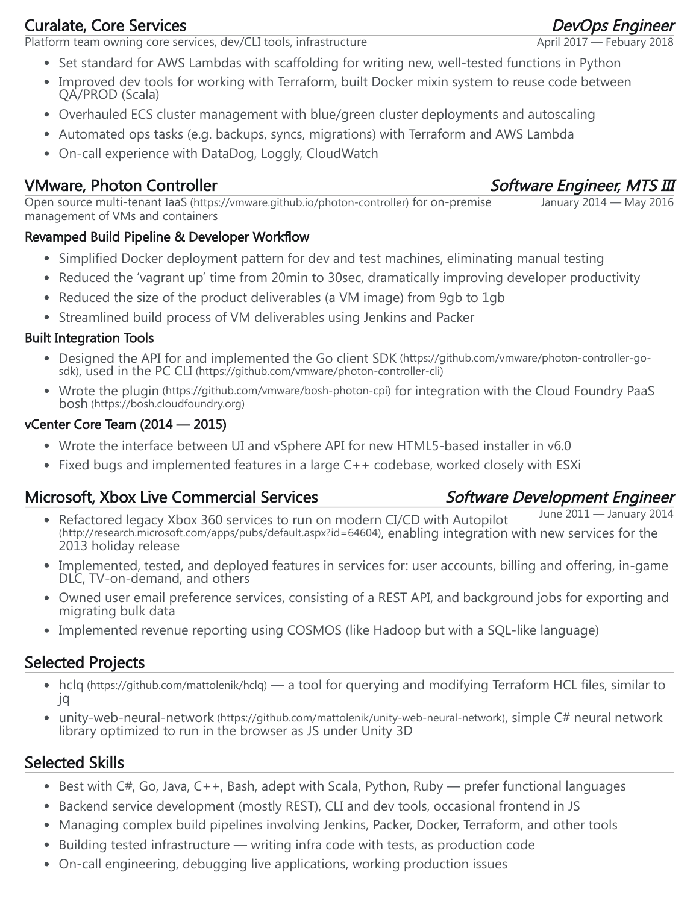## Curalate, Core Services — *DevOps Engineer*

Platform team owning core services, dev/CLI tools, infrastructure — April 2017 — Febuary 2018

- Set standard for AWS Lambdas with scaffolding for writing new, well-tested functions in Python
- Improved dev tools for working with Terraform, built Docker mixin system to reuse code between QA/PROD (Scala)
- Overhauled ECS cluster management with blue/green cluster deployments and autoscaling
- Automated ops tasks (e.g. backups, syncs, migrations) with Terraform and AWS Lambda
- On-call experience with DataDog, Loggly, CloudWatch

## VMware, Photon Controller — *Software Engineer, MTS III*

Open source multi-tenant IaaS (https://vmware.github.io/photon-controller) for on-premise management of VMs and containers — January 2014 — May 2016

### Revamped Build Pipeline & Developer Workflow

- Simplified Docker deployment pattern for dev and test machines, eliminating manual testing
- Reduced the 'vagrant up' time from 20min to 30sec, dramatically improving developer productivity
- Reduced the size of the product deliverables (a VM image) from 9gb to 1gb
- Streamlined build process of VM deliverables using Jenkins and Packer

### Built Integration Tools

- Designed the API for and implemented the Go client SDK (https://github.com/vmware/photon-controller-go-sdk), used in the PC CLI (https://github.com/vmware/photon-controller-cli)
- Wrote the plugin (https://github.com/vmware/bosh-photon-cpi) for integration with the Cloud Foundry PaaS bosh (https://bosh.cloudfoundry.org)

### vCenter Core Team (2014 — 2015)

- Wrote the interface between UI and vSphere API for new HTML5-based installer in v6.0
- Fixed bugs and implemented features in a large C++ codebase, worked closely with ESXi

## Microsoft, Xbox Live Commercial Services — *Software Development Engineer*

June 2011 — January 2014

- Refactored legacy Xbox 360 services to run on modern CI/CD with Autopilot (http://research.microsoft.com/apps/pubs/default.aspx?id=64604), enabling integration with new services for the 2013 holiday release
- Implemented, tested, and deployed features in services for: user accounts, billing and offering, in-game DLC, TV-on-demand, and others
- Owned user email preference services, consisting of a REST API, and background jobs for exporting and migrating bulk data
- Implemented revenue reporting using COSMOS (like Hadoop but with a SQL-like language)

## Selected Projects

- hclq (https://github.com/mattolenik/hclq) — a tool for querying and modifying Terraform HCL files, similar to jq
- unity-web-neural-network (https://github.com/mattolenik/unity-web-neural-network), simple C# neural network library optimized to run in the browser as JS under Unity 3D

## Selected Skills

- Best with C#, Go, Java, C++, Bash, adept with Scala, Python, Ruby — prefer functional languages
- Backend service development (mostly REST), CLI and dev tools, occasional frontend in JS
- Managing complex build pipelines involving Jenkins, Packer, Docker, Terraform, and other tools
- Building tested infrastructure — writing infra code with tests, as production code
- On-call engineering, debugging live applications, working production issues